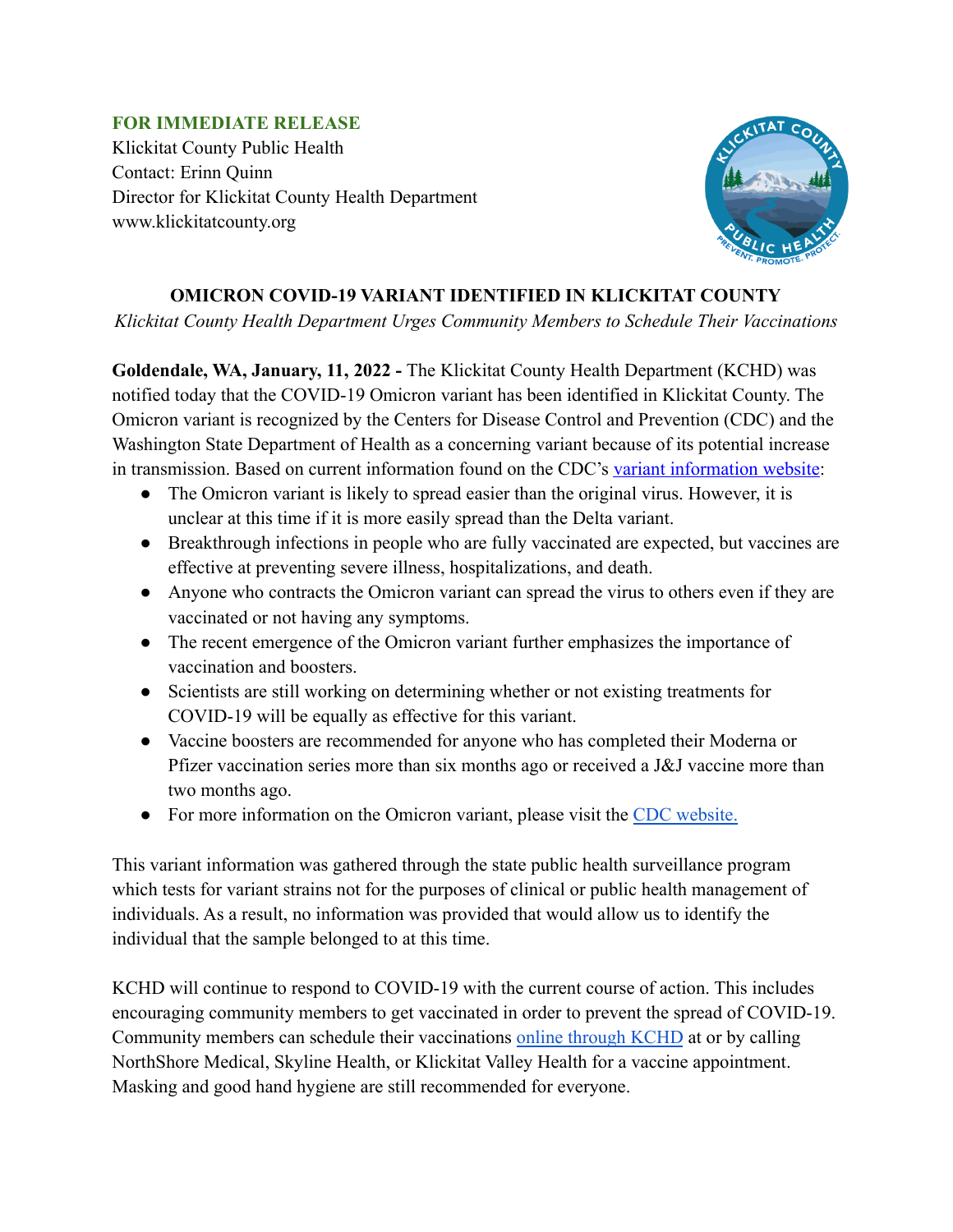**FOR IMMEDIATE RELEASE**
Klickitat County Public Health
Contact: Erinn Quinn
Director for Klickitat County Health Department
www.klickitatcounty.org

## OMICRON COVID-19 VARIANT IDENTIFIED IN KLICKITAT COUNTY

*Klickitat County Health Department Urges Community Members to Schedule Their Vaccinations*

**Goldendale, WA, January, 11, 2022 -** The Klickitat County Health Department (KCHD) was notified today that the COVID-19 Omicron variant has been identified in Klickitat County. The Omicron variant is recognized by the Centers for Disease Control and Prevention (CDC) and the Washington State Department of Health as a concerning variant because of its potential increase in transmission. Based on current information found on the CDC's variant information website:

- The Omicron variant is likely to spread easier than the original virus. However, it is unclear at this time if it is more easily spread than the Delta variant.
- Breakthrough infections in people who are fully vaccinated are expected, but vaccines are effective at preventing severe illness, hospitalizations, and death.
- Anyone who contracts the Omicron variant can spread the virus to others even if they are vaccinated or not having any symptoms.
- The recent emergence of the Omicron variant further emphasizes the importance of vaccination and boosters.
- Scientists are still working on determining whether or not existing treatments for COVID-19 will be equally as effective for this variant.
- Vaccine boosters are recommended for anyone who has completed their Moderna or Pfizer vaccination series more than six months ago or received a J&J vaccine more than two months ago.
- For more information on the Omicron variant, please visit the CDC website.

This variant information was gathered through the state public health surveillance program which tests for variant strains not for the purposes of clinical or public health management of individuals. As a result, no information was provided that would allow us to identify the individual that the sample belonged to at this time.

KCHD will continue to respond to COVID-19 with the current course of action. This includes encouraging community members to get vaccinated in order to prevent the spread of COVID-19. Community members can schedule their vaccinations online through KCHD at or by calling NorthShore Medical, Skyline Health, or Klickitat Valley Health for a vaccine appointment. Masking and good hand hygiene are still recommended for everyone.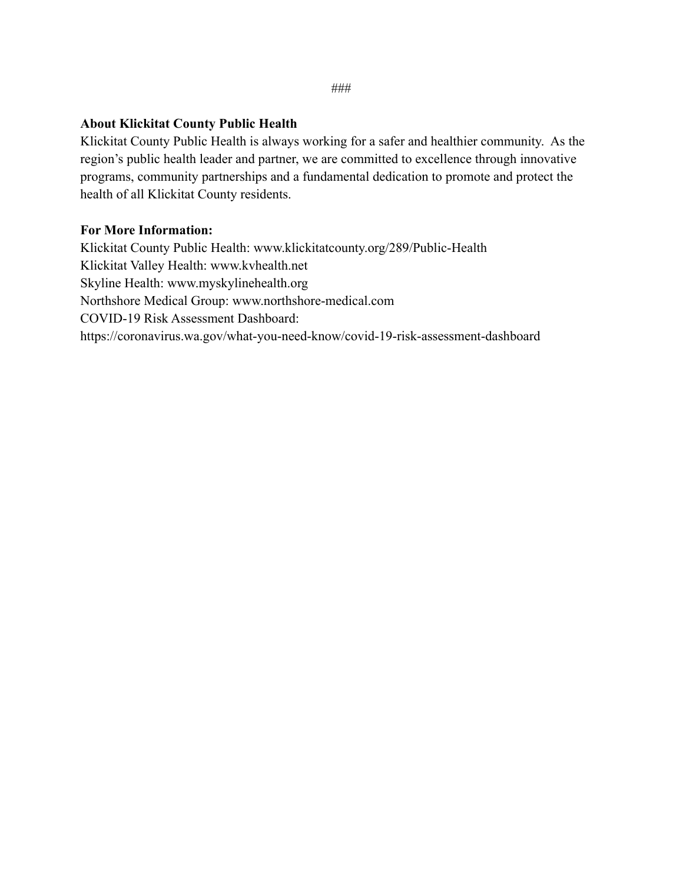###

**About Klickitat County Public Health**

Klickitat County Public Health is always working for a safer and healthier community. As the region's public health leader and partner, we are committed to excellence through innovative programs, community partnerships and a fundamental dedication to promote and protect the health of all Klickitat County residents.

**For More Information:**

Klickitat County Public Health: www.klickitatcounty.org/289/Public-Health
Klickitat Valley Health: www.kvhealth.net
Skyline Health: www.myskylinehealth.org
Northshore Medical Group: www.northshore-medical.com
COVID-19 Risk Assessment Dashboard:
https://coronavirus.wa.gov/what-you-need-know/covid-19-risk-assessment-dashboard